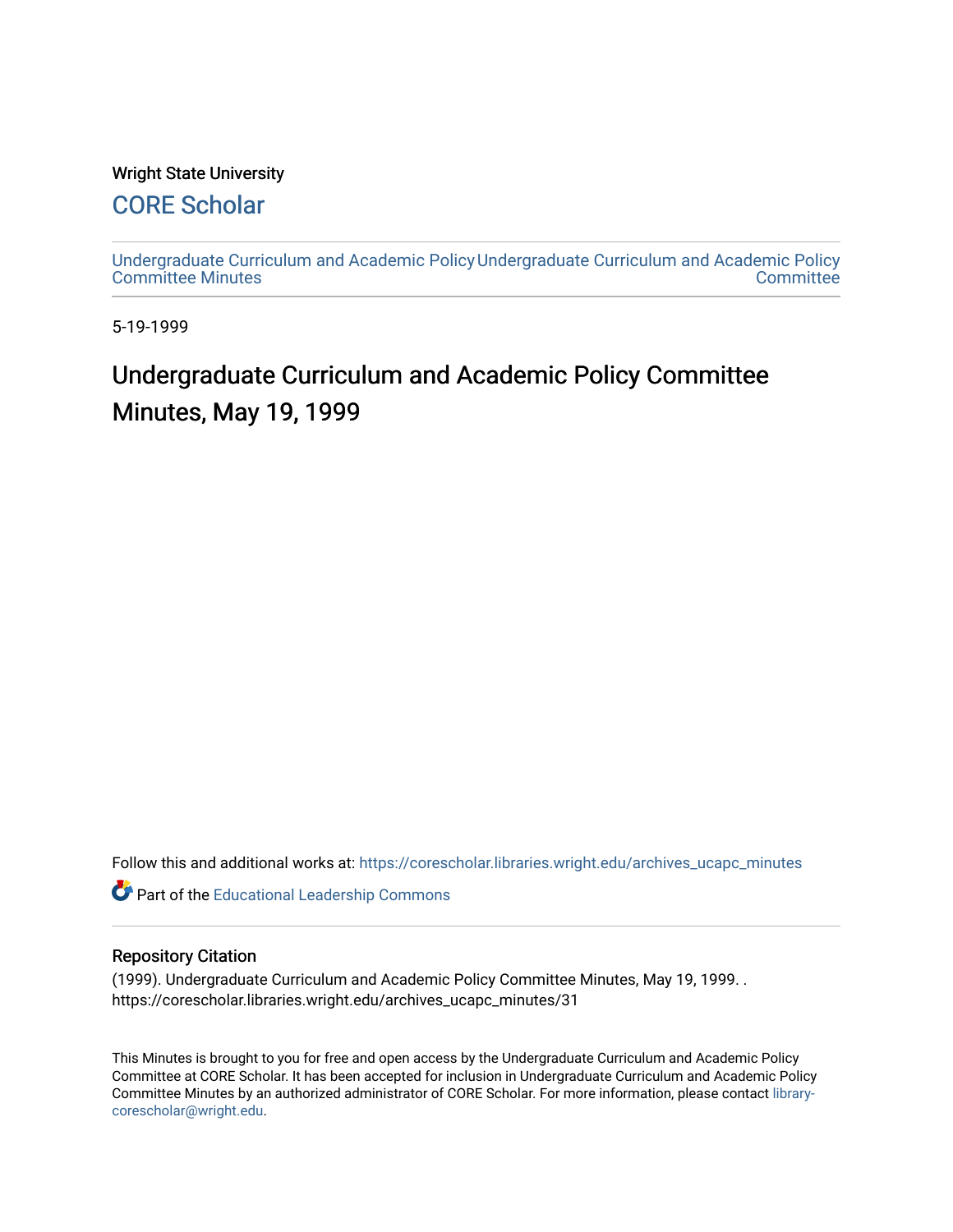Wright State University

CORE Scholar

Undergraduate Curriculum and Academic Policy Committee Minutes

Undergraduate Curriculum and Academic Policy Committee

5-19-1999

# Undergraduate Curriculum and Academic Policy Committee Minutes, May 19, 1999

Follow this and additional works at: https://corescholar.libraries.wright.edu/archives_ucapc_minutes

Part of the Educational Leadership Commons

## Repository Citation

(1999). Undergraduate Curriculum and Academic Policy Committee Minutes, May 19, 1999. . https://corescholar.libraries.wright.edu/archives_ucapc_minutes/31

This Minutes is brought to you for free and open access by the Undergraduate Curriculum and Academic Policy Committee at CORE Scholar. It has been accepted for inclusion in Undergraduate Curriculum and Academic Policy Committee Minutes by an authorized administrator of CORE Scholar. For more information, please contact library-corescholar@wright.edu.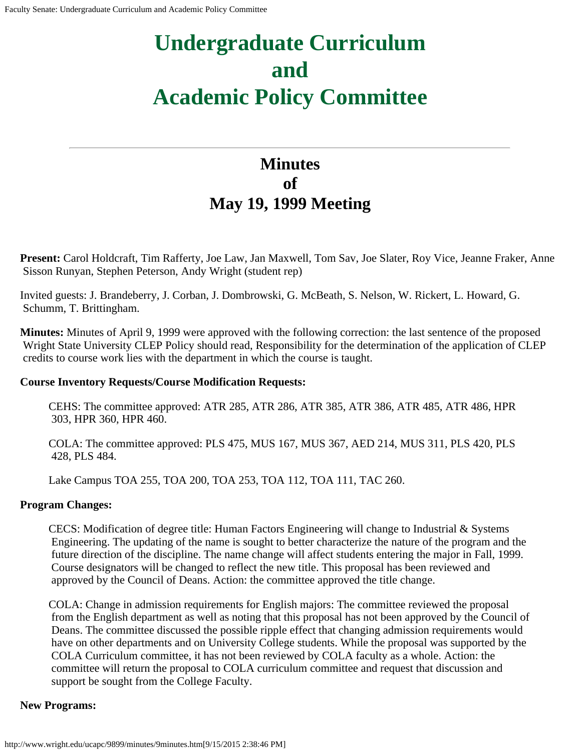# Undergraduate Curriculum and Academic Policy Committee

## Minutes of May 19, 1999 Meeting

**Present:** Carol Holdcraft, Tim Rafferty, Joe Law, Jan Maxwell, Tom Sav, Joe Slater, Roy Vice, Jeanne Fraker, Anne Sisson Runyan, Stephen Peterson, Andy Wright (student rep)

Invited guests: J. Brandeberry, J. Corban, J. Dombrowski, G. McBeath, S. Nelson, W. Rickert, L. Howard, G. Schumm, T. Brittingham.

**Minutes:** Minutes of April 9, 1999 were approved with the following correction: the last sentence of the proposed Wright State University CLEP Policy should read, Responsibility for the determination of the application of CLEP credits to course work lies with the department in which the course is taught.

**Course Inventory Requests/Course Modification Requests:**

CEHS: The committee approved: ATR 285, ATR 286, ATR 385, ATR 386, ATR 485, ATR 486, HPR 303, HPR 360, HPR 460.

COLA: The committee approved: PLS 475, MUS 167, MUS 367, AED 214, MUS 311, PLS 420, PLS 428, PLS 484.

Lake Campus TOA 255, TOA 200, TOA 253, TOA 112, TOA 111, TAC 260.

**Program Changes:**

CECS: Modification of degree title: Human Factors Engineering will change to Industrial & Systems Engineering. The updating of the name is sought to better characterize the nature of the program and the future direction of the discipline. The name change will affect students entering the major in Fall, 1999. Course designators will be changed to reflect the new title. This proposal has been reviewed and approved by the Council of Deans. Action: the committee approved the title change.

COLA: Change in admission requirements for English majors: The committee reviewed the proposal from the English department as well as noting that this proposal has not been approved by the Council of Deans. The committee discussed the possible ripple effect that changing admission requirements would have on other departments and on University College students. While the proposal was supported by the COLA Curriculum committee, it has not been reviewed by COLA faculty as a whole. Action: the committee will return the proposal to COLA curriculum committee and request that discussion and support be sought from the College Faculty.

**New Programs:**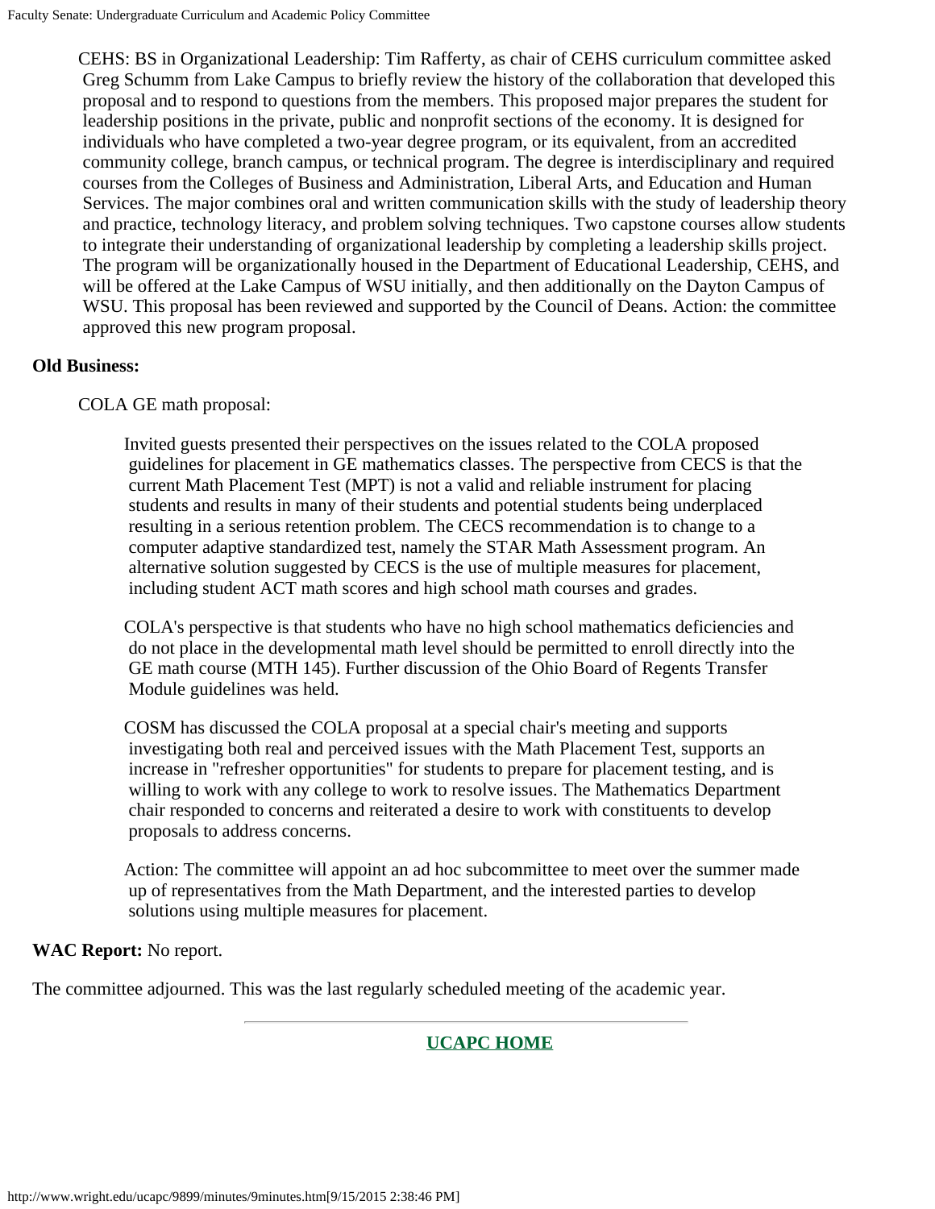CEHS: BS in Organizational Leadership: Tim Rafferty, as chair of CEHS curriculum committee asked Greg Schumm from Lake Campus to briefly review the history of the collaboration that developed this proposal and to respond to questions from the members. This proposed major prepares the student for leadership positions in the private, public and nonprofit sections of the economy. It is designed for individuals who have completed a two-year degree program, or its equivalent, from an accredited community college, branch campus, or technical program. The degree is interdisciplinary and required courses from the Colleges of Business and Administration, Liberal Arts, and Education and Human Services. The major combines oral and written communication skills with the study of leadership theory and practice, technology literacy, and problem solving techniques. Two capstone courses allow students to integrate their understanding of organizational leadership by completing a leadership skills project. The program will be organizationally housed in the Department of Educational Leadership, CEHS, and will be offered at the Lake Campus of WSU initially, and then additionally on the Dayton Campus of WSU. This proposal has been reviewed and supported by the Council of Deans. Action: the committee approved this new program proposal.

**Old Business:**

COLA GE math proposal:

Invited guests presented their perspectives on the issues related to the COLA proposed guidelines for placement in GE mathematics classes. The perspective from CECS is that the current Math Placement Test (MPT) is not a valid and reliable instrument for placing students and results in many of their students and potential students being underplaced resulting in a serious retention problem. The CECS recommendation is to change to a computer adaptive standardized test, namely the STAR Math Assessment program. An alternative solution suggested by CECS is the use of multiple measures for placement, including student ACT math scores and high school math courses and grades.

COLA's perspective is that students who have no high school mathematics deficiencies and do not place in the developmental math level should be permitted to enroll directly into the GE math course (MTH 145). Further discussion of the Ohio Board of Regents Transfer Module guidelines was held.

COSM has discussed the COLA proposal at a special chair's meeting and supports investigating both real and perceived issues with the Math Placement Test, supports an increase in "refresher opportunities" for students to prepare for placement testing, and is willing to work with any college to work to resolve issues. The Mathematics Department chair responded to concerns and reiterated a desire to work with constituents to develop proposals to address concerns.

Action: The committee will appoint an ad hoc subcommittee to meet over the summer made up of representatives from the Math Department, and the interested parties to develop solutions using multiple measures for placement.

**WAC Report:** No report.

The committee adjourned. This was the last regularly scheduled meeting of the academic year.

---

**UCAPC HOME**